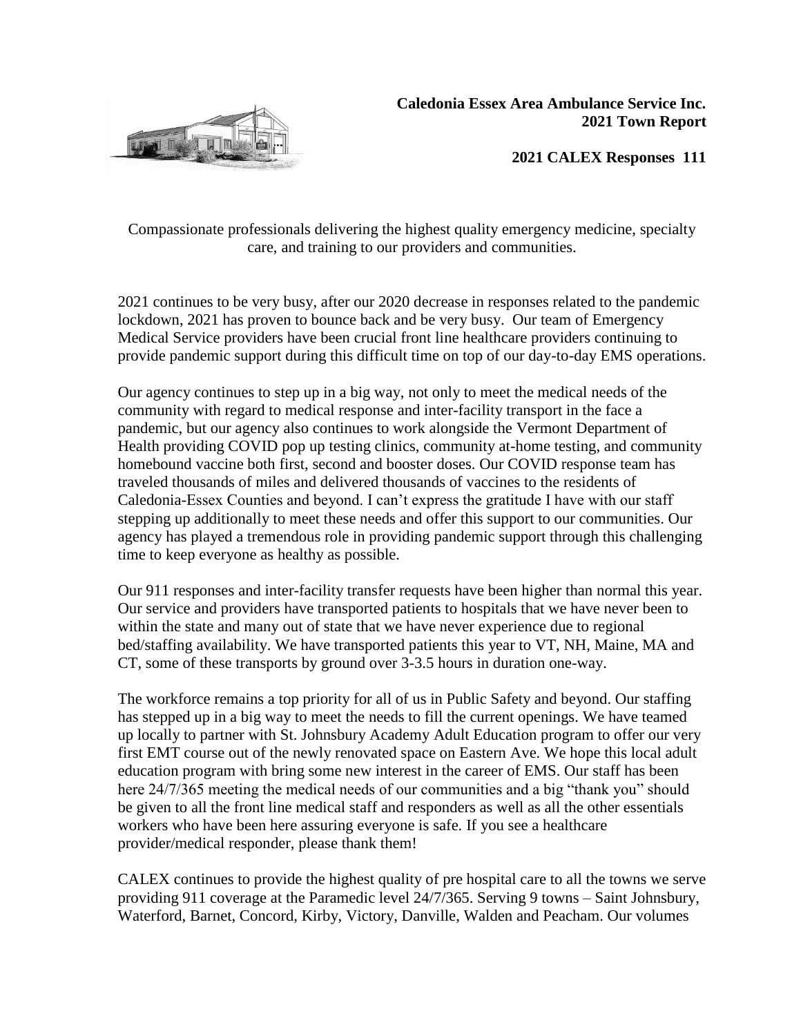**Caledonia Essex Area Ambulance Service Inc.**
**2021 Town Report**

**2021 CALEX Responses 111**

Compassionate professionals delivering the highest quality emergency medicine, specialty care, and training to our providers and communities.

2021 continues to be very busy, after our 2020 decrease in responses related to the pandemic lockdown, 2021 has proven to bounce back and be very busy. Our team of Emergency Medical Service providers have been crucial front line healthcare providers continuing to provide pandemic support during this difficult time on top of our day-to-day EMS operations.

Our agency continues to step up in a big way, not only to meet the medical needs of the community with regard to medical response and inter-facility transport in the face a pandemic, but our agency also continues to work alongside the Vermont Department of Health providing COVID pop up testing clinics, community at-home testing, and community homebound vaccine both first, second and booster doses. Our COVID response team has traveled thousands of miles and delivered thousands of vaccines to the residents of Caledonia-Essex Counties and beyond. I can't express the gratitude I have with our staff stepping up additionally to meet these needs and offer this support to our communities. Our agency has played a tremendous role in providing pandemic support through this challenging time to keep everyone as healthy as possible.

Our 911 responses and inter-facility transfer requests have been higher than normal this year. Our service and providers have transported patients to hospitals that we have never been to within the state and many out of state that we have never experience due to regional bed/staffing availability. We have transported patients this year to VT, NH, Maine, MA and CT, some of these transports by ground over 3-3.5 hours in duration one-way.

The workforce remains a top priority for all of us in Public Safety and beyond. Our staffing has stepped up in a big way to meet the needs to fill the current openings. We have teamed up locally to partner with St. Johnsbury Academy Adult Education program to offer our very first EMT course out of the newly renovated space on Eastern Ave. We hope this local adult education program with bring some new interest in the career of EMS. Our staff has been here 24/7/365 meeting the medical needs of our communities and a big "thank you" should be given to all the front line medical staff and responders as well as all the other essentials workers who have been here assuring everyone is safe. If you see a healthcare provider/medical responder, please thank them!

CALEX continues to provide the highest quality of pre hospital care to all the towns we serve providing 911 coverage at the Paramedic level 24/7/365. Serving 9 towns – Saint Johnsbury, Waterford, Barnet, Concord, Kirby, Victory, Danville, Walden and Peacham. Our volumes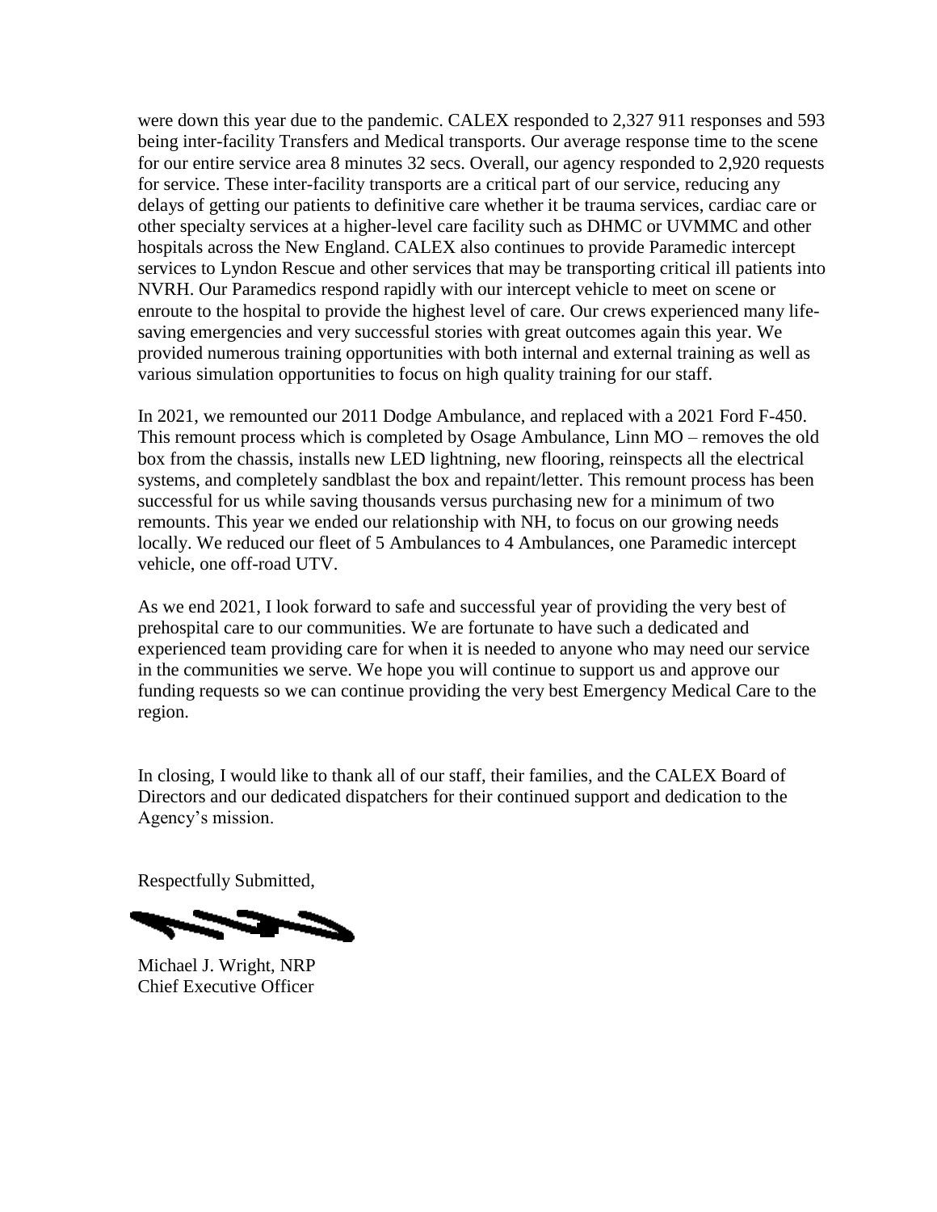were down this year due to the pandemic. CALEX responded to 2,327 911 responses and 593 being inter-facility Transfers and Medical transports. Our average response time to the scene for our entire service area 8 minutes 32 secs. Overall, our agency responded to 2,920 requests for service. These inter-facility transports are a critical part of our service, reducing any delays of getting our patients to definitive care whether it be trauma services, cardiac care or other specialty services at a higher-level care facility such as DHMC or UVMMC and other hospitals across the New England. CALEX also continues to provide Paramedic intercept services to Lyndon Rescue and other services that may be transporting critical ill patients into NVRH. Our Paramedics respond rapidly with our intercept vehicle to meet on scene or enroute to the hospital to provide the highest level of care. Our crews experienced many life-saving emergencies and very successful stories with great outcomes again this year. We provided numerous training opportunities with both internal and external training as well as various simulation opportunities to focus on high quality training for our staff.

In 2021, we remounted our 2011 Dodge Ambulance, and replaced with a 2021 Ford F-450. This remount process which is completed by Osage Ambulance, Linn MO – removes the old box from the chassis, installs new LED lightning, new flooring, reinspects all the electrical systems, and completely sandblast the box and repaint/letter. This remount process has been successful for us while saving thousands versus purchasing new for a minimum of two remounts. This year we ended our relationship with NH, to focus on our growing needs locally. We reduced our fleet of 5 Ambulances to 4 Ambulances, one Paramedic intercept vehicle, one off-road UTV.

As we end 2021, I look forward to safe and successful year of providing the very best of prehospital care to our communities. We are fortunate to have such a dedicated and experienced team providing care for when it is needed to anyone who may need our service in the communities we serve. We hope you will continue to support us and approve our funding requests so we can continue providing the very best Emergency Medical Care to the region.

In closing, I would like to thank all of our staff, their families, and the CALEX Board of Directors and our dedicated dispatchers for their continued support and dedication to the Agency's mission.

Respectfully Submitted,

Michael J. Wright, NRP
Chief Executive Officer